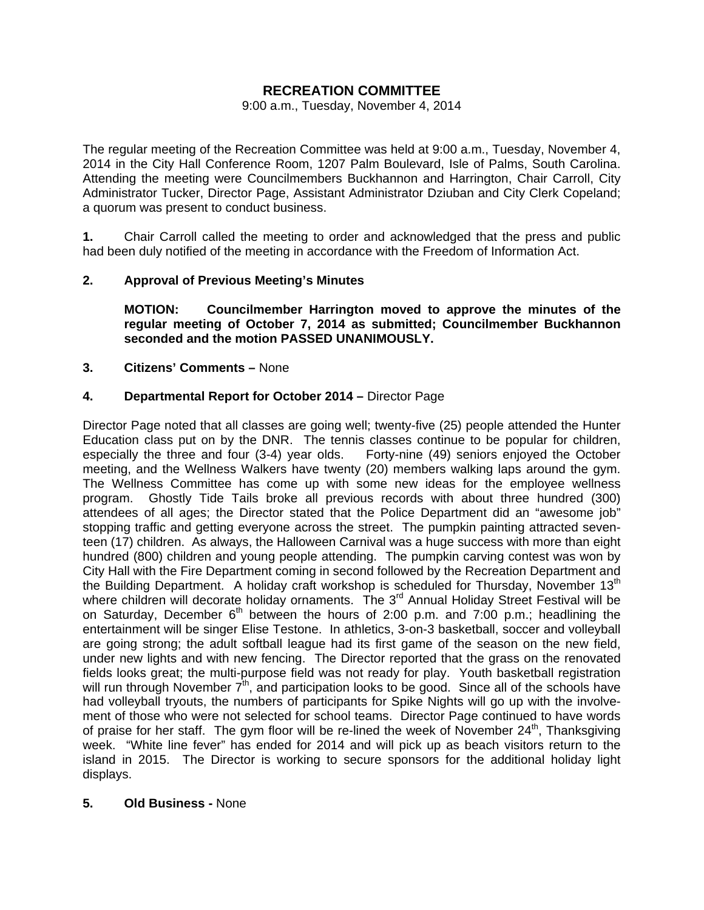# RECREATION COMMITTEE

9:00 a.m., Tuesday, November 4, 2014

The regular meeting of the Recreation Committee was held at 9:00 a.m., Tuesday, November 4, 2014 in the City Hall Conference Room, 1207 Palm Boulevard, Isle of Palms, South Carolina. Attending the meeting were Councilmembers Buckhannon and Harrington, Chair Carroll, City Administrator Tucker, Director Page, Assistant Administrator Dziuban and City Clerk Copeland; a quorum was present to conduct business.

**1.** Chair Carroll called the meeting to order and acknowledged that the press and public had been duly notified of the meeting in accordance with the Freedom of Information Act.

**2. Approval of Previous Meeting's Minutes**

**MOTION: Councilmember Harrington moved to approve the minutes of the regular meeting of October 7, 2014 as submitted; Councilmember Buckhannon seconded and the motion PASSED UNANIMOUSLY.**

**3. Citizens' Comments –** None

**4. Departmental Report for October 2014 –** Director Page

Director Page noted that all classes are going well; twenty-five (25) people attended the Hunter Education class put on by the DNR. The tennis classes continue to be popular for children, especially the three and four (3-4) year olds. Forty-nine (49) seniors enjoyed the October meeting, and the Wellness Walkers have twenty (20) members walking laps around the gym. The Wellness Committee has come up with some new ideas for the employee wellness program. Ghostly Tide Tails broke all previous records with about three hundred (300) attendees of all ages; the Director stated that the Police Department did an "awesome job" stopping traffic and getting everyone across the street. The pumpkin painting attracted seventeen (17) children. As always, the Halloween Carnival was a huge success with more than eight hundred (800) children and young people attending. The pumpkin carving contest was won by City Hall with the Fire Department coming in second followed by the Recreation Department and the Building Department. A holiday craft workshop is scheduled for Thursday, November 13th where children will decorate holiday ornaments. The 3rd Annual Holiday Street Festival will be on Saturday, December 6th between the hours of 2:00 p.m. and 7:00 p.m.; headlining the entertainment will be singer Elise Testone. In athletics, 3-on-3 basketball, soccer and volleyball are going strong; the adult softball league had its first game of the season on the new field, under new lights and with new fencing. The Director reported that the grass on the renovated fields looks great; the multi-purpose field was not ready for play. Youth basketball registration will run through November 7th, and participation looks to be good. Since all of the schools have had volleyball tryouts, the numbers of participants for Spike Nights will go up with the involvement of those who were not selected for school teams. Director Page continued to have words of praise for her staff. The gym floor will be re-lined the week of November 24th, Thanksgiving week. "White line fever" has ended for 2014 and will pick up as beach visitors return to the island in 2015. The Director is working to secure sponsors for the additional holiday light displays.

**5. Old Business -** None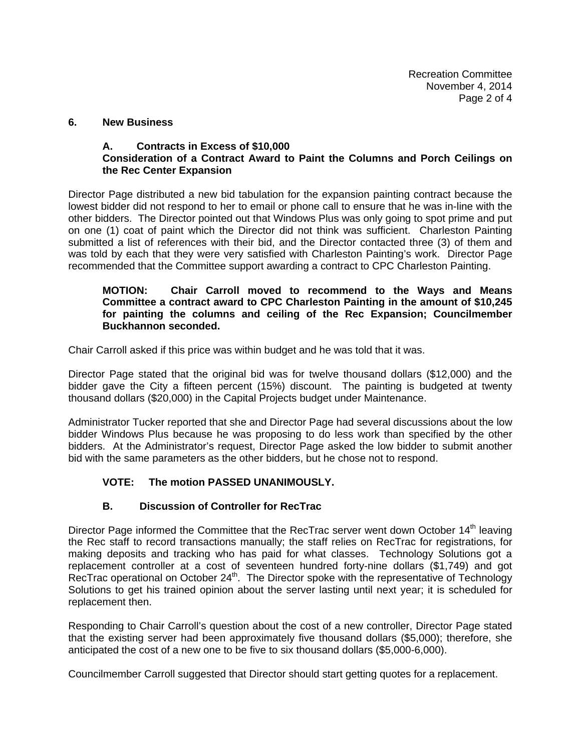## 6. New Business

### A. Contracts in Excess of $10,000

**Consideration of a Contract Award to Paint the Columns and Porch Ceilings on the Rec Center Expansion**

Director Page distributed a new bid tabulation for the expansion painting contract because the lowest bidder did not respond to her to email or phone call to ensure that he was in-line with the other bidders. The Director pointed out that Windows Plus was only going to spot prime and put on one (1) coat of paint which the Director did not think was sufficient. Charleston Painting submitted a list of references with their bid, and the Director contacted three (3) of them and was told by each that they were very satisfied with Charleston Painting's work. Director Page recommended that the Committee support awarding a contract to CPC Charleston Painting.

**MOTION: Chair Carroll moved to recommend to the Ways and Means Committee a contract award to CPC Charleston Painting in the amount of $10,245 for painting the columns and ceiling of the Rec Expansion; Councilmember Buckhannon seconded.**

Chair Carroll asked if this price was within budget and he was told that it was.

Director Page stated that the original bid was for twelve thousand dollars ($12,000) and the bidder gave the City a fifteen percent (15%) discount. The painting is budgeted at twenty thousand dollars ($20,000) in the Capital Projects budget under Maintenance.

Administrator Tucker reported that she and Director Page had several discussions about the low bidder Windows Plus because he was proposing to do less work than specified by the other bidders. At the Administrator's request, Director Page asked the low bidder to submit another bid with the same parameters as the other bidders, but he chose not to respond.

**VOTE: The motion PASSED UNANIMOUSLY.**

### B. Discussion of Controller for RecTrac

Director Page informed the Committee that the RecTrac server went down October 14th leaving the Rec staff to record transactions manually; the staff relies on RecTrac for registrations, for making deposits and tracking who has paid for what classes. Technology Solutions got a replacement controller at a cost of seventeen hundred forty-nine dollars ($1,749) and got RecTrac operational on October 24th. The Director spoke with the representative of Technology Solutions to get his trained opinion about the server lasting until next year; it is scheduled for replacement then.

Responding to Chair Carroll's question about the cost of a new controller, Director Page stated that the existing server had been approximately five thousand dollars ($5,000); therefore, she anticipated the cost of a new one to be five to six thousand dollars ($5,000-6,000).

Councilmember Carroll suggested that Director should start getting quotes for a replacement.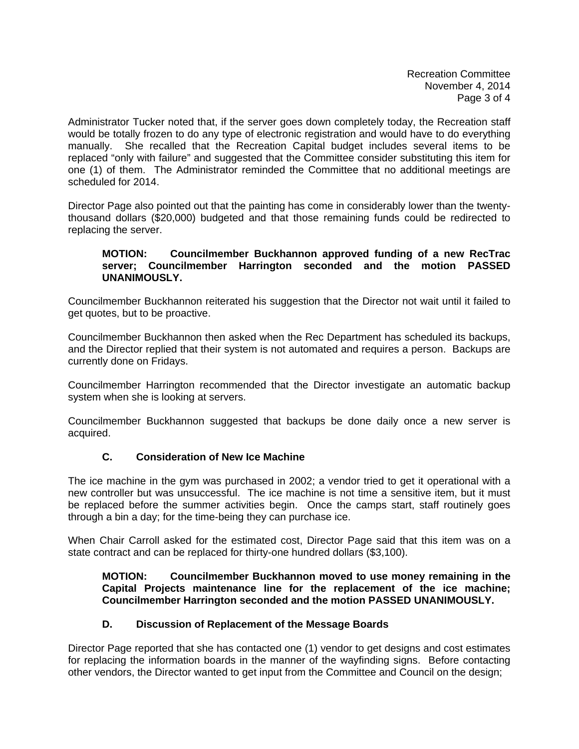Administrator Tucker noted that, if the server goes down completely today, the Recreation staff would be totally frozen to do any type of electronic registration and would have to do everything manually. She recalled that the Recreation Capital budget includes several items to be replaced "only with failure" and suggested that the Committee consider substituting this item for one (1) of them. The Administrator reminded the Committee that no additional meetings are scheduled for 2014.

Director Page also pointed out that the painting has come in considerably lower than the twenty-thousand dollars ($20,000) budgeted and that those remaining funds could be redirected to replacing the server.

> **MOTION: Councilmember Buckhannon approved funding of a new RecTrac server; Councilmember Harrington seconded and the motion PASSED UNANIMOUSLY.**

Councilmember Buckhannon reiterated his suggestion that the Director not wait until it failed to get quotes, but to be proactive.

Councilmember Buckhannon then asked when the Rec Department has scheduled its backups, and the Director replied that their system is not automated and requires a person. Backups are currently done on Fridays.

Councilmember Harrington recommended that the Director investigate an automatic backup system when she is looking at servers.

Councilmember Buckhannon suggested that backups be done daily once a new server is acquired.

### C. Consideration of New Ice Machine

The ice machine in the gym was purchased in 2002; a vendor tried to get it operational with a new controller but was unsuccessful. The ice machine is not time a sensitive item, but it must be replaced before the summer activities begin. Once the camps start, staff routinely goes through a bin a day; for the time-being they can purchase ice.

When Chair Carroll asked for the estimated cost, Director Page said that this item was on a state contract and can be replaced for thirty-one hundred dollars ($3,100).

> **MOTION: Councilmember Buckhannon moved to use money remaining in the Capital Projects maintenance line for the replacement of the ice machine; Councilmember Harrington seconded and the motion PASSED UNANIMOUSLY.**

### D. Discussion of Replacement of the Message Boards

Director Page reported that she has contacted one (1) vendor to get designs and cost estimates for replacing the information boards in the manner of the wayfinding signs. Before contacting other vendors, the Director wanted to get input from the Committee and Council on the design;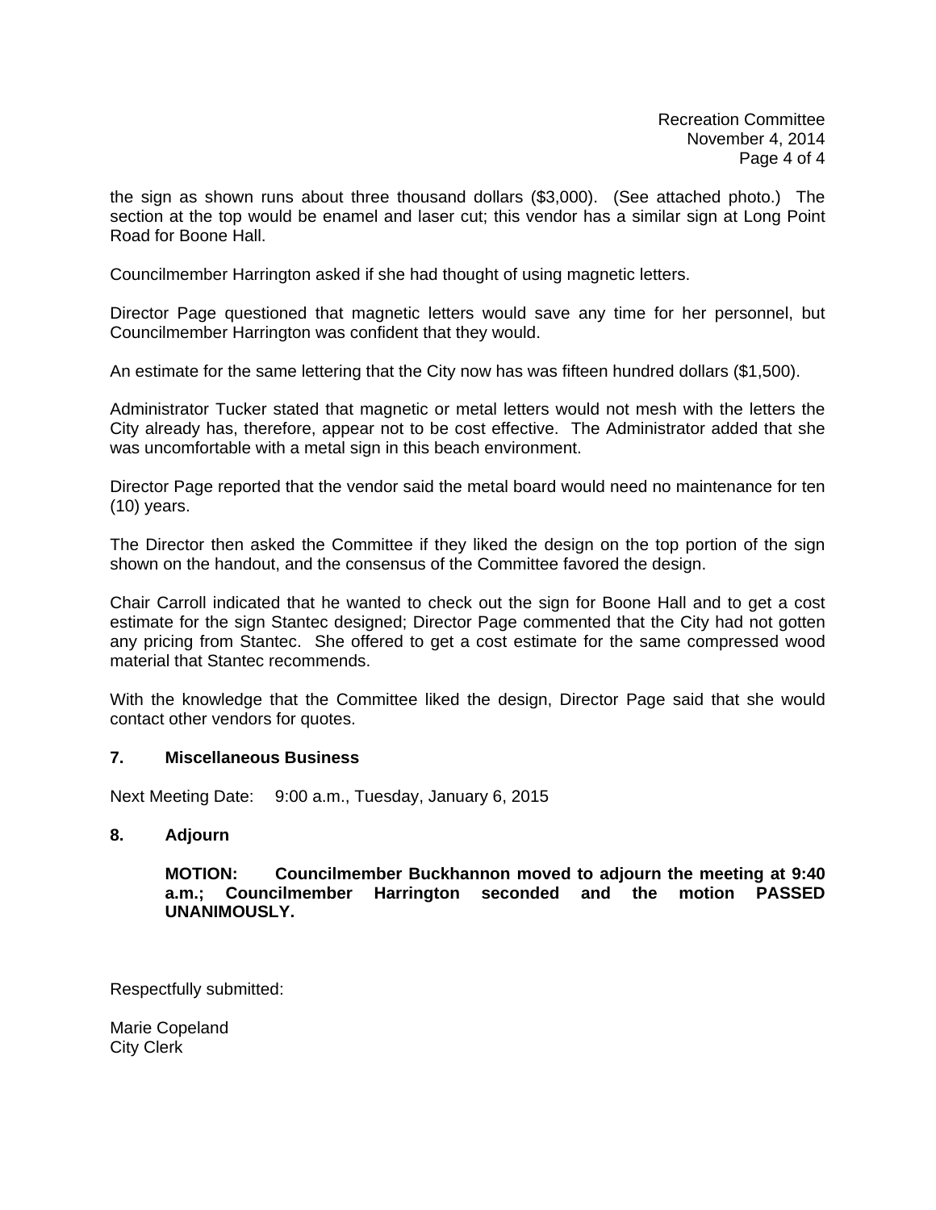the sign as shown runs about three thousand dollars ($3,000). (See attached photo.) The section at the top would be enamel and laser cut; this vendor has a similar sign at Long Point Road for Boone Hall.

Councilmember Harrington asked if she had thought of using magnetic letters.

Director Page questioned that magnetic letters would save any time for her personnel, but Councilmember Harrington was confident that they would.

An estimate for the same lettering that the City now has was fifteen hundred dollars ($1,500).

Administrator Tucker stated that magnetic or metal letters would not mesh with the letters the City already has, therefore, appear not to be cost effective. The Administrator added that she was uncomfortable with a metal sign in this beach environment.

Director Page reported that the vendor said the metal board would need no maintenance for ten (10) years.

The Director then asked the Committee if they liked the design on the top portion of the sign shown on the handout, and the consensus of the Committee favored the design.

Chair Carroll indicated that he wanted to check out the sign for Boone Hall and to get a cost estimate for the sign Stantec designed; Director Page commented that the City had not gotten any pricing from Stantec. She offered to get a cost estimate for the same compressed wood material that Stantec recommends.

With the knowledge that the Committee liked the design, Director Page said that she would contact other vendors for quotes.

## 7. Miscellaneous Business

Next Meeting Date: 9:00 a.m., Tuesday, January 6, 2015

## 8. Adjourn

**MOTION: Councilmember Buckhannon moved to adjourn the meeting at 9:40 a.m.; Councilmember Harrington seconded and the motion PASSED UNANIMOUSLY.**

Respectfully submitted:

Marie Copeland
City Clerk